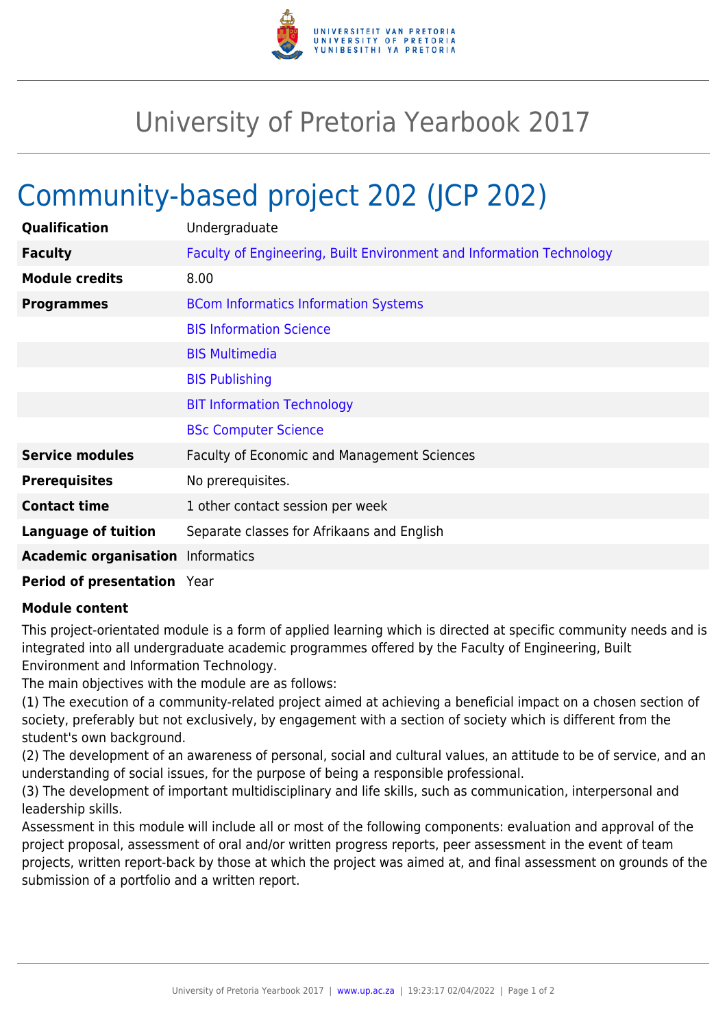# University of Pretoria Yearbook 2017

## Community-based project 202 (JCP 202)

| | |
|---|---|
| **Qualification** | Undergraduate |
| **Faculty** | Faculty of Engineering, Built Environment and Information Technology |
| **Module credits** | 8.00 |
| **Programmes** | BCom Informatics Information Systems |
| | BIS Information Science |
| | BIS Multimedia |
| | BIS Publishing |
| | BIT Information Technology |
| | BSc Computer Science |
| **Service modules** | Faculty of Economic and Management Sciences |
| **Prerequisites** | No prerequisites. |
| **Contact time** | 1 other contact session per week |
| **Language of tuition** | Separate classes for Afrikaans and English |
| **Academic organisation** | Informatics |
| **Period of presentation** | Year |

**Module content**

This project-orientated module is a form of applied learning which is directed at specific community needs and is integrated into all undergraduate academic programmes offered by the Faculty of Engineering, Built Environment and Information Technology.

The main objectives with the module are as follows:

(1) The execution of a community-related project aimed at achieving a beneficial impact on a chosen section of society, preferably but not exclusively, by engagement with a section of society which is different from the student's own background.

(2) The development of an awareness of personal, social and cultural values, an attitude to be of service, and an understanding of social issues, for the purpose of being a responsible professional.

(3) The development of important multidisciplinary and life skills, such as communication, interpersonal and leadership skills.

Assessment in this module will include all or most of the following components: evaluation and approval of the project proposal, assessment of oral and/or written progress reports, peer assessment in the event of team projects, written report-back by those at which the project was aimed at, and final assessment on grounds of the submission of a portfolio and a written report.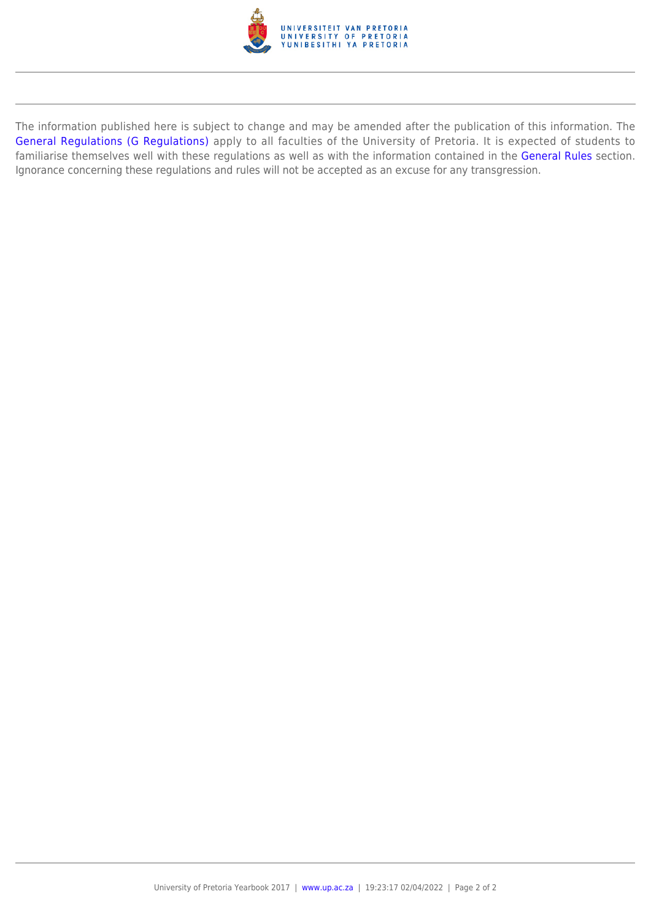The information published here is subject to change and may be amended after the publication of this information. The General Regulations (G Regulations) apply to all faculties of the University of Pretoria. It is expected of students to familiarise themselves well with these regulations as well as with the information contained in the General Rules section. Ignorance concerning these regulations and rules will not be accepted as an excuse for any transgression.